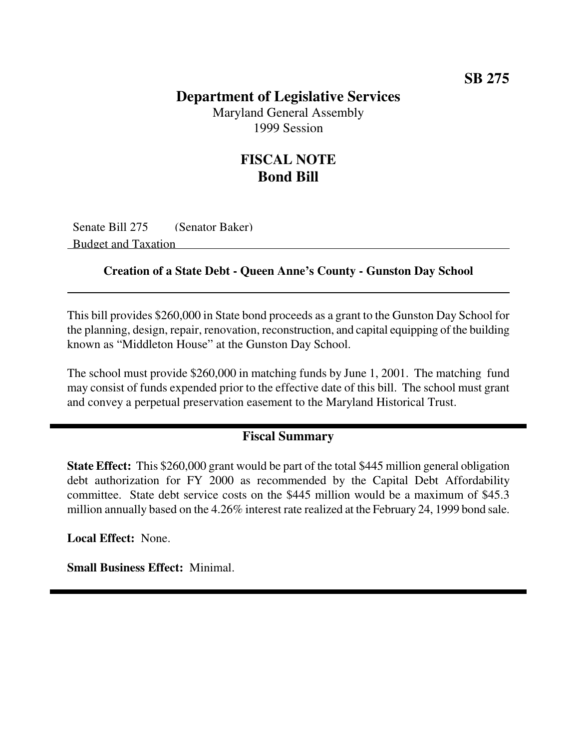**SB 275**

# Department of Legislative Services

Maryland General Assembly
1999 Session

## FISCAL NOTE
## Bond Bill

Senate Bill 275 (Senator Baker)
Budget and Taxation

### Creation of a State Debt - Queen Anne's County - Gunston Day School

This bill provides $260,000 in State bond proceeds as a grant to the Gunston Day School for the planning, design, repair, renovation, reconstruction, and capital equipping of the building known as "Middleton House" at the Gunston Day School.

The school must provide $260,000 in matching funds by June 1, 2001. The matching fund may consist of funds expended prior to the effective date of this bill. The school must grant and convey a perpetual preservation easement to the Maryland Historical Trust.

### Fiscal Summary

**State Effect:** This $260,000 grant would be part of the total $445 million general obligation debt authorization for FY 2000 as recommended by the Capital Debt Affordability committee. State debt service costs on the $445 million would be a maximum of $45.3 million annually based on the 4.26% interest rate realized at the February 24, 1999 bond sale.

**Local Effect:** None.

**Small Business Effect:** Minimal.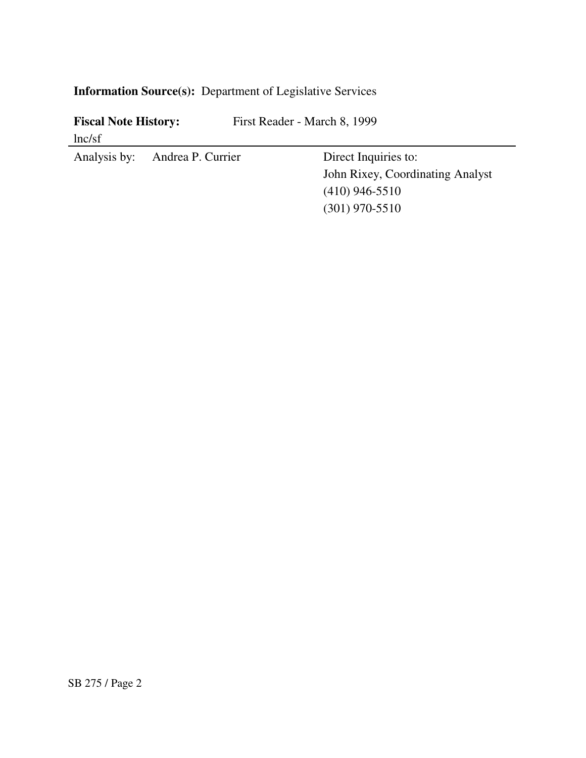**Information Source(s):** Department of Legislative Services

**Fiscal Note History:** First Reader - March 8, 1999

lnc/sf

---

Analysis by: Andrea P. Currier

Direct Inquiries to:
John Rixey, Coordinating Analyst
(410) 946-5510
(301) 970-5510